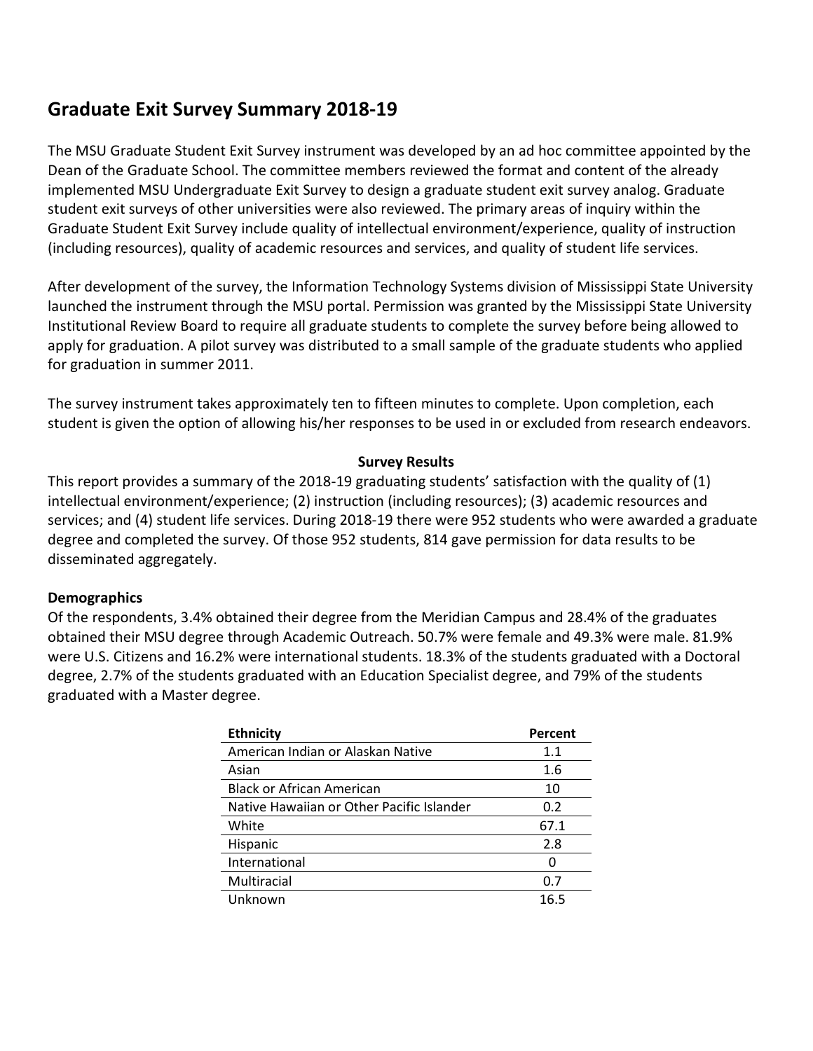# Graduate Exit Survey Summary 2018-19

The MSU Graduate Student Exit Survey instrument was developed by an ad hoc committee appointed by the Dean of the Graduate School. The committee members reviewed the format and content of the already implemented MSU Undergraduate Exit Survey to design a graduate student exit survey analog. Graduate student exit surveys of other universities were also reviewed. The primary areas of inquiry within the Graduate Student Exit Survey include quality of intellectual environment/experience, quality of instruction (including resources), quality of academic resources and services, and quality of student life services.

After development of the survey, the Information Technology Systems division of Mississippi State University launched the instrument through the MSU portal. Permission was granted by the Mississippi State University Institutional Review Board to require all graduate students to complete the survey before being allowed to apply for graduation. A pilot survey was distributed to a small sample of the graduate students who applied for graduation in summer 2011.

The survey instrument takes approximately ten to fifteen minutes to complete. Upon completion, each student is given the option of allowing his/her responses to be used in or excluded from research endeavors.

**Survey Results**

This report provides a summary of the 2018-19 graduating students' satisfaction with the quality of (1) intellectual environment/experience; (2) instruction (including resources); (3) academic resources and services; and (4) student life services. During 2018-19 there were 952 students who were awarded a graduate degree and completed the survey. Of those 952 students, 814 gave permission for data results to be disseminated aggregately.

**Demographics**

Of the respondents, 3.4% obtained their degree from the Meridian Campus and 28.4% of the graduates obtained their MSU degree through Academic Outreach. 50.7% were female and 49.3% were male. 81.9% were U.S. Citizens and 16.2% were international students. 18.3% of the students graduated with a Doctoral degree, 2.7% of the students graduated with an Education Specialist degree, and 79% of the students graduated with a Master degree.

| Ethnicity | Percent |
|---|---|
| American Indian or Alaskan Native | 1.1 |
| Asian | 1.6 |
| Black or African American | 10 |
| Native Hawaiian or Other Pacific Islander | 0.2 |
| White | 67.1 |
| Hispanic | 2.8 |
| International | 0 |
| Multiracial | 0.7 |
| Unknown | 16.5 |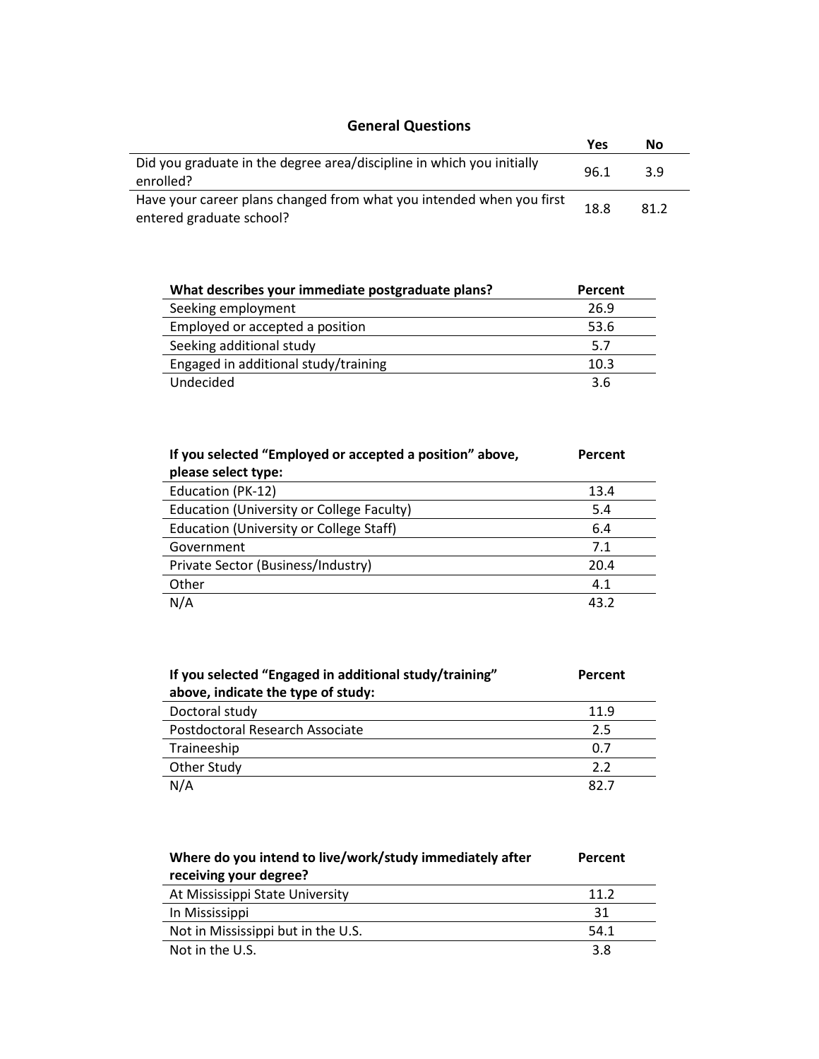## General Questions

| | Yes | No |
|---|---|---|
| Did you graduate in the degree area/discipline in which you initially enrolled? | 96.1 | 3.9 |
| Have your career plans changed from what you intended when you first entered graduate school? | 18.8 | 81.2 |

| What describes your immediate postgraduate plans? | Percent |
|---|---|
| Seeking employment | 26.9 |
| Employed or accepted a position | 53.6 |
| Seeking additional study | 5.7 |
| Engaged in additional study/training | 10.3 |
| Undecided | 3.6 |

| If you selected "Employed or accepted a position" above, please select type: | Percent |
|---|---|
| Education (PK-12) | 13.4 |
| Education (University or College Faculty) | 5.4 |
| Education (University or College Staff) | 6.4 |
| Government | 7.1 |
| Private Sector (Business/Industry) | 20.4 |
| Other | 4.1 |
| N/A | 43.2 |

| If you selected "Engaged in additional study/training" above, indicate the type of study: | Percent |
|---|---|
| Doctoral study | 11.9 |
| Postdoctoral Research Associate | 2.5 |
| Traineeship | 0.7 |
| Other Study | 2.2 |
| N/A | 82.7 |

| Where do you intend to live/work/study immediately after receiving your degree? | Percent |
|---|---|
| At Mississippi State University | 11.2 |
| In Mississippi | 31 |
| Not in Mississippi but in the U.S. | 54.1 |
| Not in the U.S. | 3.8 |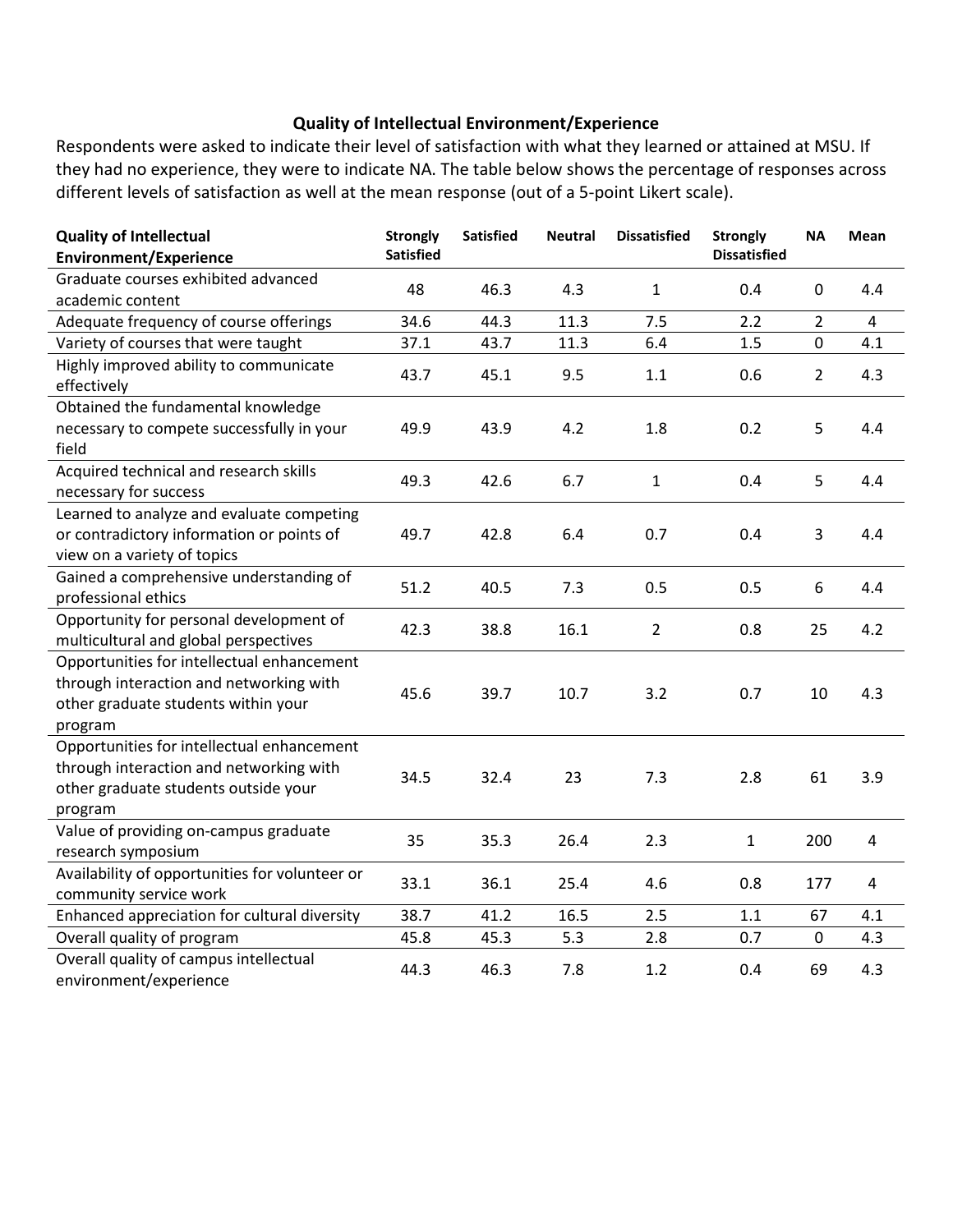### Quality of Intellectual Environment/Experience

Respondents were asked to indicate their level of satisfaction with what they learned or attained at MSU. If they had no experience, they were to indicate NA. The table below shows the percentage of responses across different levels of satisfaction as well at the mean response (out of a 5-point Likert scale).

| Quality of Intellectual Environment/Experience | Strongly Satisfied | Satisfied | Neutral | Dissatisfied | Strongly Dissatisfied | NA | Mean |
|---|---|---|---|---|---|---|---|
| Graduate courses exhibited advanced academic content | 48 | 46.3 | 4.3 | 1 | 0.4 | 0 | 4.4 |
| Adequate frequency of course offerings | 34.6 | 44.3 | 11.3 | 7.5 | 2.2 | 2 | 4 |
| Variety of courses that were taught | 37.1 | 43.7 | 11.3 | 6.4 | 1.5 | 0 | 4.1 |
| Highly improved ability to communicate effectively | 43.7 | 45.1 | 9.5 | 1.1 | 0.6 | 2 | 4.3 |
| Obtained the fundamental knowledge necessary to compete successfully in your field | 49.9 | 43.9 | 4.2 | 1.8 | 0.2 | 5 | 4.4 |
| Acquired technical and research skills necessary for success | 49.3 | 42.6 | 6.7 | 1 | 0.4 | 5 | 4.4 |
| Learned to analyze and evaluate competing or contradictory information or points of view on a variety of topics | 49.7 | 42.8 | 6.4 | 0.7 | 0.4 | 3 | 4.4 |
| Gained a comprehensive understanding of professional ethics | 51.2 | 40.5 | 7.3 | 0.5 | 0.5 | 6 | 4.4 |
| Opportunity for personal development of multicultural and global perspectives | 42.3 | 38.8 | 16.1 | 2 | 0.8 | 25 | 4.2 |
| Opportunities for intellectual enhancement through interaction and networking with other graduate students within your program | 45.6 | 39.7 | 10.7 | 3.2 | 0.7 | 10 | 4.3 |
| Opportunities for intellectual enhancement through interaction and networking with other graduate students outside your program | 34.5 | 32.4 | 23 | 7.3 | 2.8 | 61 | 3.9 |
| Value of providing on-campus graduate research symposium | 35 | 35.3 | 26.4 | 2.3 | 1 | 200 | 4 |
| Availability of opportunities for volunteer or community service work | 33.1 | 36.1 | 25.4 | 4.6 | 0.8 | 177 | 4 |
| Enhanced appreciation for cultural diversity | 38.7 | 41.2 | 16.5 | 2.5 | 1.1 | 67 | 4.1 |
| Overall quality of program | 45.8 | 45.3 | 5.3 | 2.8 | 0.7 | 0 | 4.3 |
| Overall quality of campus intellectual environment/experience | 44.3 | 46.3 | 7.8 | 1.2 | 0.4 | 69 | 4.3 |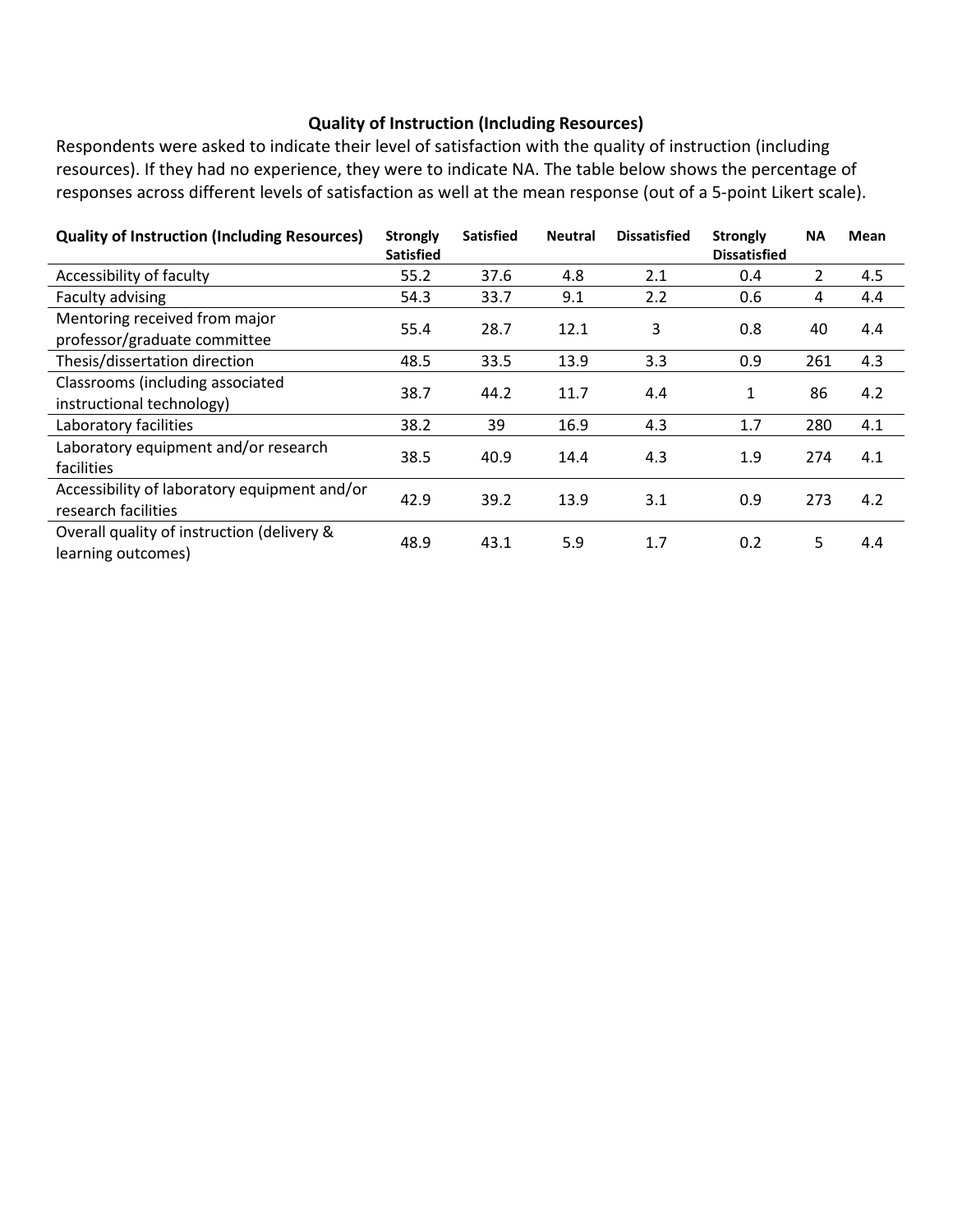### Quality of Instruction (Including Resources)

Respondents were asked to indicate their level of satisfaction with the quality of instruction (including resources). If they had no experience, they were to indicate NA. The table below shows the percentage of responses across different levels of satisfaction as well at the mean response (out of a 5-point Likert scale).

| Quality of Instruction (Including Resources) | Strongly Satisfied | Satisfied | Neutral | Dissatisfied | Strongly Dissatisfied | NA | Mean |
|---|---|---|---|---|---|---|---|
| Accessibility of faculty | 55.2 | 37.6 | 4.8 | 2.1 | 0.4 | 2 | 4.5 |
| Faculty advising | 54.3 | 33.7 | 9.1 | 2.2 | 0.6 | 4 | 4.4 |
| Mentoring received from major professor/graduate committee | 55.4 | 28.7 | 12.1 | 3 | 0.8 | 40 | 4.4 |
| Thesis/dissertation direction | 48.5 | 33.5 | 13.9 | 3.3 | 0.9 | 261 | 4.3 |
| Classrooms (including associated instructional technology) | 38.7 | 44.2 | 11.7 | 4.4 | 1 | 86 | 4.2 |
| Laboratory facilities | 38.2 | 39 | 16.9 | 4.3 | 1.7 | 280 | 4.1 |
| Laboratory equipment and/or research facilities | 38.5 | 40.9 | 14.4 | 4.3 | 1.9 | 274 | 4.1 |
| Accessibility of laboratory equipment and/or research facilities | 42.9 | 39.2 | 13.9 | 3.1 | 0.9 | 273 | 4.2 |
| Overall quality of instruction (delivery & learning outcomes) | 48.9 | 43.1 | 5.9 | 1.7 | 0.2 | 5 | 4.4 |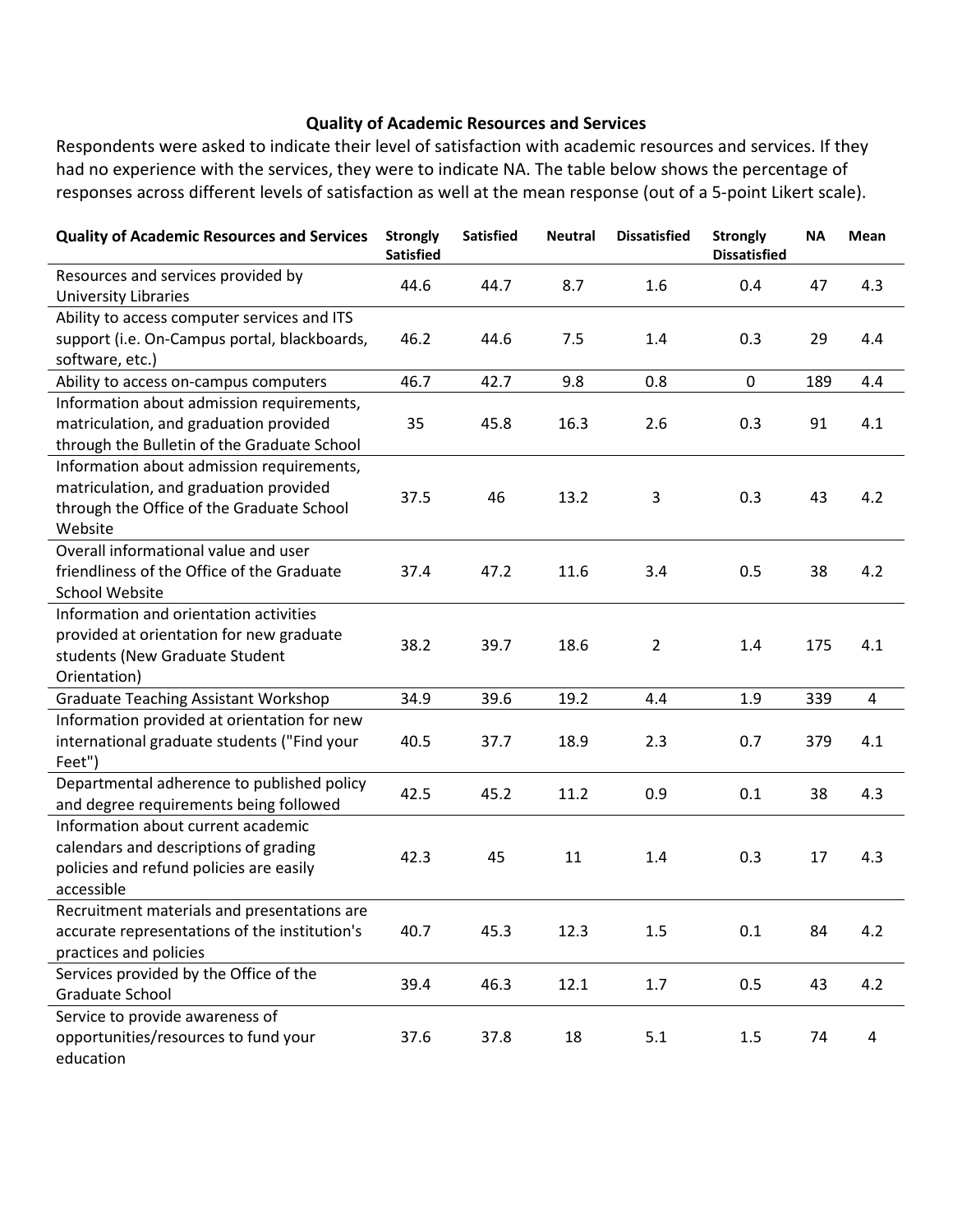### Quality of Academic Resources and Services

Respondents were asked to indicate their level of satisfaction with academic resources and services. If they had no experience with the services, they were to indicate NA. The table below shows the percentage of responses across different levels of satisfaction as well at the mean response (out of a 5-point Likert scale).

| Quality of Academic Resources and Services | Strongly Satisfied | Satisfied | Neutral | Dissatisfied | Strongly Dissatisfied | NA | Mean |
|---|---|---|---|---|---|---|---|
| Resources and services provided by University Libraries | 44.6 | 44.7 | 8.7 | 1.6 | 0.4 | 47 | 4.3 |
| Ability to access computer services and ITS support (i.e. On-Campus portal, blackboards, software, etc.) | 46.2 | 44.6 | 7.5 | 1.4 | 0.3 | 29 | 4.4 |
| Ability to access on-campus computers | 46.7 | 42.7 | 9.8 | 0.8 | 0 | 189 | 4.4 |
| Information about admission requirements, matriculation, and graduation provided through the Bulletin of the Graduate School | 35 | 45.8 | 16.3 | 2.6 | 0.3 | 91 | 4.1 |
| Information about admission requirements, matriculation, and graduation provided through the Office of the Graduate School Website | 37.5 | 46 | 13.2 | 3 | 0.3 | 43 | 4.2 |
| Overall informational value and user friendliness of the Office of the Graduate School Website | 37.4 | 47.2 | 11.6 | 3.4 | 0.5 | 38 | 4.2 |
| Information and orientation activities provided at orientation for new graduate students (New Graduate Student Orientation) | 38.2 | 39.7 | 18.6 | 2 | 1.4 | 175 | 4.1 |
| Graduate Teaching Assistant Workshop | 34.9 | 39.6 | 19.2 | 4.4 | 1.9 | 339 | 4 |
| Information provided at orientation for new international graduate students ("Find your Feet") | 40.5 | 37.7 | 18.9 | 2.3 | 0.7 | 379 | 4.1 |
| Departmental adherence to published policy and degree requirements being followed | 42.5 | 45.2 | 11.2 | 0.9 | 0.1 | 38 | 4.3 |
| Information about current academic calendars and descriptions of grading policies and refund policies are easily accessible | 42.3 | 45 | 11 | 1.4 | 0.3 | 17 | 4.3 |
| Recruitment materials and presentations are accurate representations of the institution's practices and policies | 40.7 | 45.3 | 12.3 | 1.5 | 0.1 | 84 | 4.2 |
| Services provided by the Office of the Graduate School | 39.4 | 46.3 | 12.1 | 1.7 | 0.5 | 43 | 4.2 |
| Service to provide awareness of opportunities/resources to fund your education | 37.6 | 37.8 | 18 | 5.1 | 1.5 | 74 | 4 |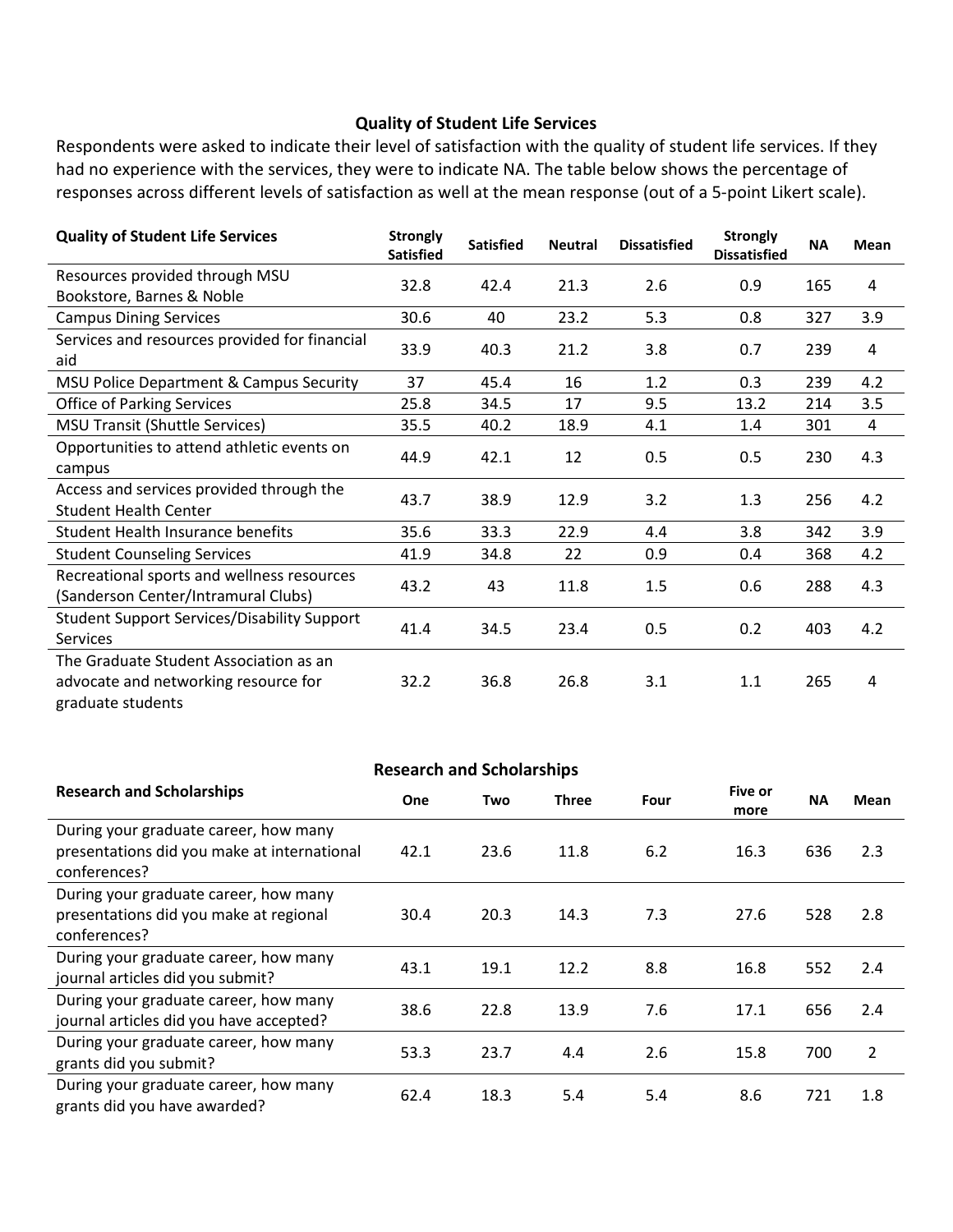### Quality of Student Life Services

Respondents were asked to indicate their level of satisfaction with the quality of student life services. If they had no experience with the services, they were to indicate NA. The table below shows the percentage of responses across different levels of satisfaction as well at the mean response (out of a 5-point Likert scale).

| Quality of Student Life Services | Strongly Satisfied | Satisfied | Neutral | Dissatisfied | Strongly Dissatisfied | NA | Mean |
|---|---|---|---|---|---|---|---|
| Resources provided through MSU Bookstore, Barnes & Noble | 32.8 | 42.4 | 21.3 | 2.6 | 0.9 | 165 | 4 |
| Campus Dining Services | 30.6 | 40 | 23.2 | 5.3 | 0.8 | 327 | 3.9 |
| Services and resources provided for financial aid | 33.9 | 40.3 | 21.2 | 3.8 | 0.7 | 239 | 4 |
| MSU Police Department & Campus Security | 37 | 45.4 | 16 | 1.2 | 0.3 | 239 | 4.2 |
| Office of Parking Services | 25.8 | 34.5 | 17 | 9.5 | 13.2 | 214 | 3.5 |
| MSU Transit (Shuttle Services) | 35.5 | 40.2 | 18.9 | 4.1 | 1.4 | 301 | 4 |
| Opportunities to attend athletic events on campus | 44.9 | 42.1 | 12 | 0.5 | 0.5 | 230 | 4.3 |
| Access and services provided through the Student Health Center | 43.7 | 38.9 | 12.9 | 3.2 | 1.3 | 256 | 4.2 |
| Student Health Insurance benefits | 35.6 | 33.3 | 22.9 | 4.4 | 3.8 | 342 | 3.9 |
| Student Counseling Services | 41.9 | 34.8 | 22 | 0.9 | 0.4 | 368 | 4.2 |
| Recreational sports and wellness resources (Sanderson Center/Intramural Clubs) | 43.2 | 43 | 11.8 | 1.5 | 0.6 | 288 | 4.3 |
| Student Support Services/Disability Support Services | 41.4 | 34.5 | 23.4 | 0.5 | 0.2 | 403 | 4.2 |
| The Graduate Student Association as an advocate and networking resource for graduate students | 32.2 | 36.8 | 26.8 | 3.1 | 1.1 | 265 | 4 |

### Research and Scholarships

| Research and Scholarships | One | Two | Three | Four | Five or more | NA | Mean |
|---|---|---|---|---|---|---|---|
| During your graduate career, how many presentations did you make at international conferences? | 42.1 | 23.6 | 11.8 | 6.2 | 16.3 | 636 | 2.3 |
| During your graduate career, how many presentations did you make at regional conferences? | 30.4 | 20.3 | 14.3 | 7.3 | 27.6 | 528 | 2.8 |
| During your graduate career, how many journal articles did you submit? | 43.1 | 19.1 | 12.2 | 8.8 | 16.8 | 552 | 2.4 |
| During your graduate career, how many journal articles did you have accepted? | 38.6 | 22.8 | 13.9 | 7.6 | 17.1 | 656 | 2.4 |
| During your graduate career, how many grants did you submit? | 53.3 | 23.7 | 4.4 | 2.6 | 15.8 | 700 | 2 |
| During your graduate career, how many grants did you have awarded? | 62.4 | 18.3 | 5.4 | 5.4 | 8.6 | 721 | 1.8 |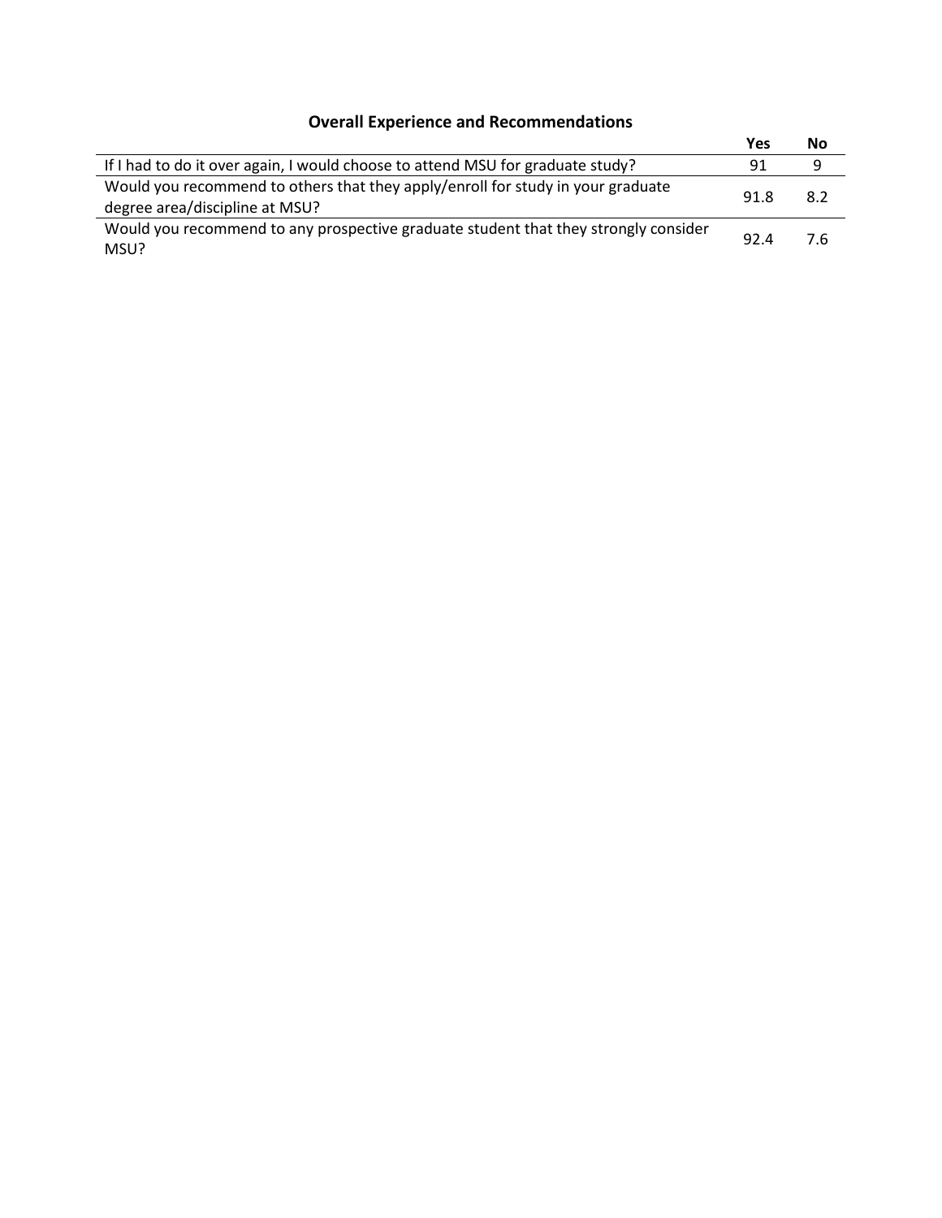## Overall Experience and Recommendations

| | Yes | No |
|---|---|---|
| If I had to do it over again, I would choose to attend MSU for graduate study? | 91 | 9 |
| Would you recommend to others that they apply/enroll for study in your graduate degree area/discipline at MSU? | 91.8 | 8.2 |
| Would you recommend to any prospective graduate student that they strongly consider MSU? | 92.4 | 7.6 |